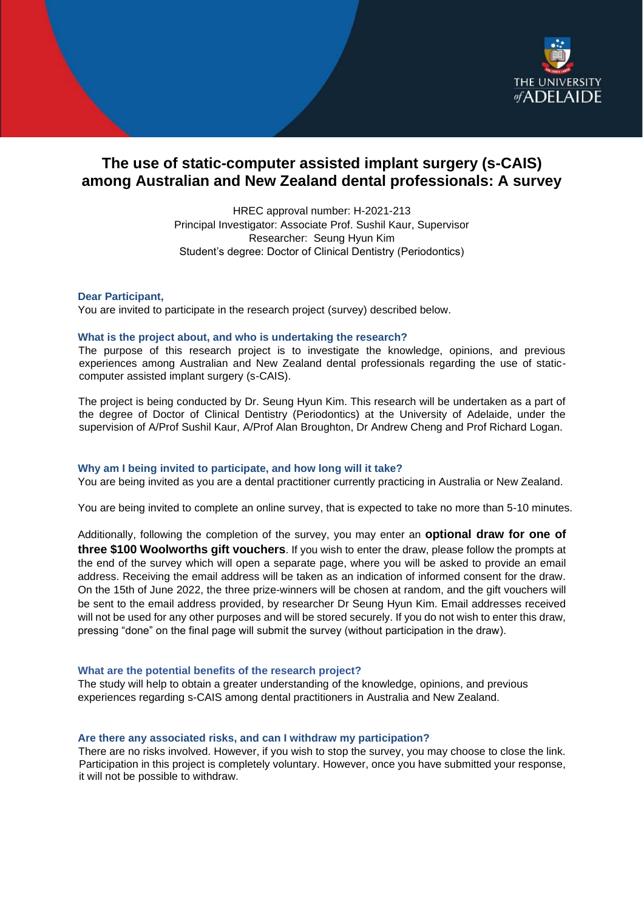# The use of static-computer assisted implant surgery (s-CAIS) among Australian and New Zealand dental professionals: A survey

HREC approval number: H-2021-213
Principal Investigator: Associate Prof. Sushil Kaur, Supervisor
Researcher: Seung Hyun Kim
Student's degree: Doctor of Clinical Dentistry (Periodontics)

**Dear Participant,**

You are invited to participate in the research project (survey) described below.

### What is the project about, and who is undertaking the research?

The purpose of this research project is to investigate the knowledge, opinions, and previous experiences among Australian and New Zealand dental professionals regarding the use of static-computer assisted implant surgery (s-CAIS).

The project is being conducted by Dr. Seung Hyun Kim. This research will be undertaken as a part of the degree of Doctor of Clinical Dentistry (Periodontics) at the University of Adelaide, under the supervision of A/Prof Sushil Kaur, A/Prof Alan Broughton, Dr Andrew Cheng and Prof Richard Logan.

### Why am I being invited to participate, and how long will it take?

You are being invited as you are a dental practitioner currently practicing in Australia or New Zealand.

You are being invited to complete an online survey, that is expected to take no more than 5-10 minutes.

Additionally, following the completion of the survey, you may enter an **optional draw for one of three $100 Woolworths gift vouchers**. If you wish to enter the draw, please follow the prompts at the end of the survey which will open a separate page, where you will be asked to provide an email address. Receiving the email address will be taken as an indication of informed consent for the draw. On the 15th of June 2022, the three prize-winners will be chosen at random, and the gift vouchers will be sent to the email address provided, by researcher Dr Seung Hyun Kim. Email addresses received will not be used for any other purposes and will be stored securely. If you do not wish to enter this draw, pressing "done" on the final page will submit the survey (without participation in the draw).

### What are the potential benefits of the research project?

The study will help to obtain a greater understanding of the knowledge, opinions, and previous experiences regarding s-CAIS among dental practitioners in Australia and New Zealand.

### Are there any associated risks, and can I withdraw my participation?

There are no risks involved. However, if you wish to stop the survey, you may choose to close the link. Participation in this project is completely voluntary. However, once you have submitted your response, it will not be possible to withdraw.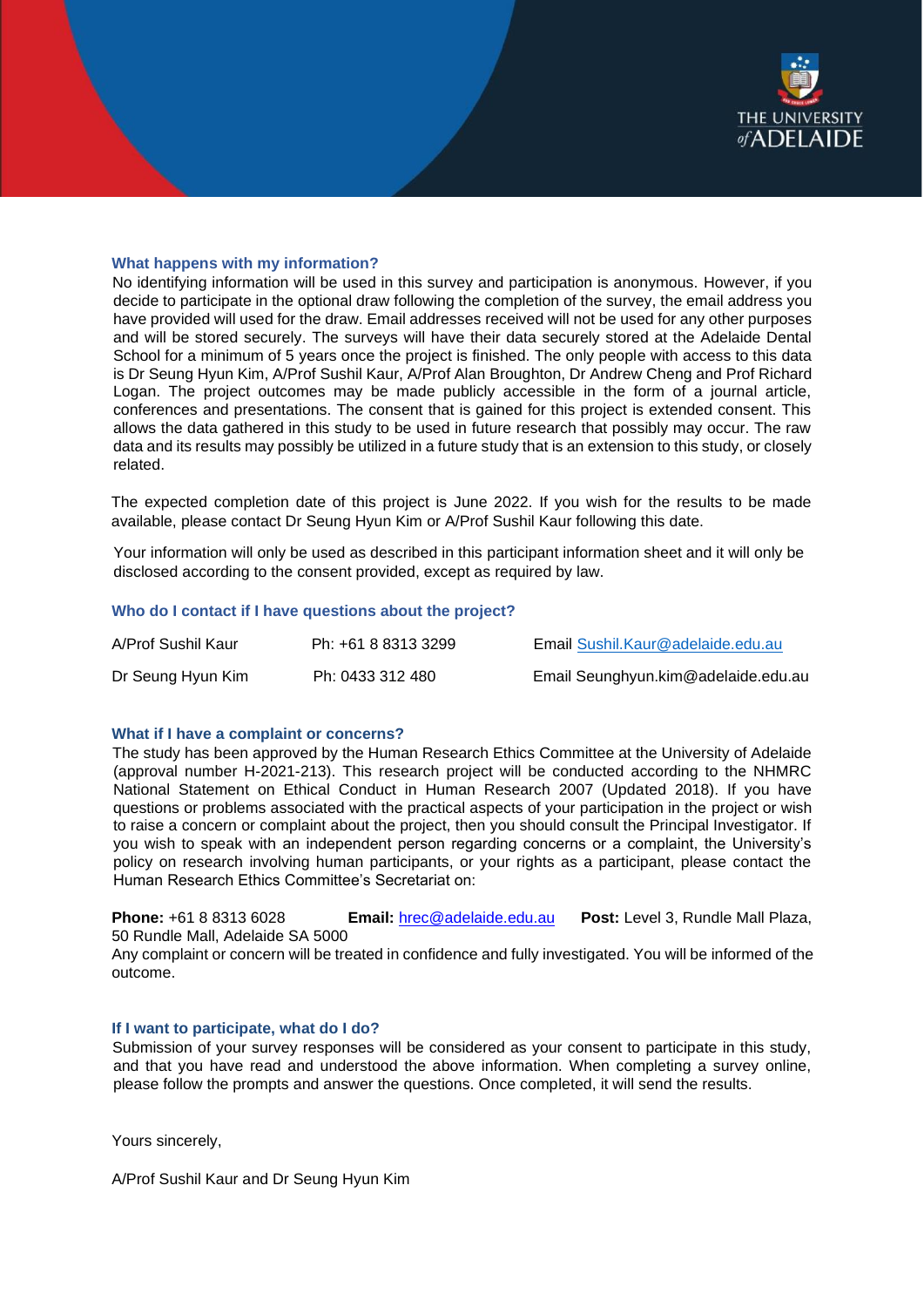### What happens with my information?

No identifying information will be used in this survey and participation is anonymous. However, if you decide to participate in the optional draw following the completion of the survey, the email address you have provided will used for the draw. Email addresses received will not be used for any other purposes and will be stored securely. The surveys will have their data securely stored at the Adelaide Dental School for a minimum of 5 years once the project is finished. The only people with access to this data is Dr Seung Hyun Kim, A/Prof Sushil Kaur, A/Prof Alan Broughton, Dr Andrew Cheng and Prof Richard Logan. The project outcomes may be made publicly accessible in the form of a journal article, conferences and presentations. The consent that is gained for this project is extended consent. This allows the data gathered in this study to be used in future research that possibly may occur. The raw data and its results may possibly be utilized in a future study that is an extension to this study, or closely related.

The expected completion date of this project is June 2022. If you wish for the results to be made available, please contact Dr Seung Hyun Kim or A/Prof Sushil Kaur following this date.

Your information will only be used as described in this participant information sheet and it will only be disclosed according to the consent provided, except as required by law.

### Who do I contact if I have questions about the project?

| | | |
|---|---|---|
| A/Prof Sushil Kaur | Ph: +61 8 8313 3299 | Email Sushil.Kaur@adelaide.edu.au |
| Dr Seung Hyun Kim | Ph: 0433 312 480 | Email Seunghyun.kim@adelaide.edu.au |

### What if I have a complaint or concerns?

The study has been approved by the Human Research Ethics Committee at the University of Adelaide (approval number H-2021-213). This research project will be conducted according to the NHMRC National Statement on Ethical Conduct in Human Research 2007 (Updated 2018). If you have questions or problems associated with the practical aspects of your participation in the project or wish to raise a concern or complaint about the project, then you should consult the Principal Investigator. If you wish to speak with an independent person regarding concerns or a complaint, the University's policy on research involving human participants, or your rights as a participant, please contact the Human Research Ethics Committee's Secretariat on:

**Phone:** +61 8 8313 6028 **Email:** hrec@adelaide.edu.au **Post:** Level 3, Rundle Mall Plaza, 50 Rundle Mall, Adelaide SA 5000

Any complaint or concern will be treated in confidence and fully investigated. You will be informed of the outcome.

### If I want to participate, what do I do?

Submission of your survey responses will be considered as your consent to participate in this study, and that you have read and understood the above information. When completing a survey online, please follow the prompts and answer the questions. Once completed, it will send the results.

Yours sincerely,

A/Prof Sushil Kaur and Dr Seung Hyun Kim